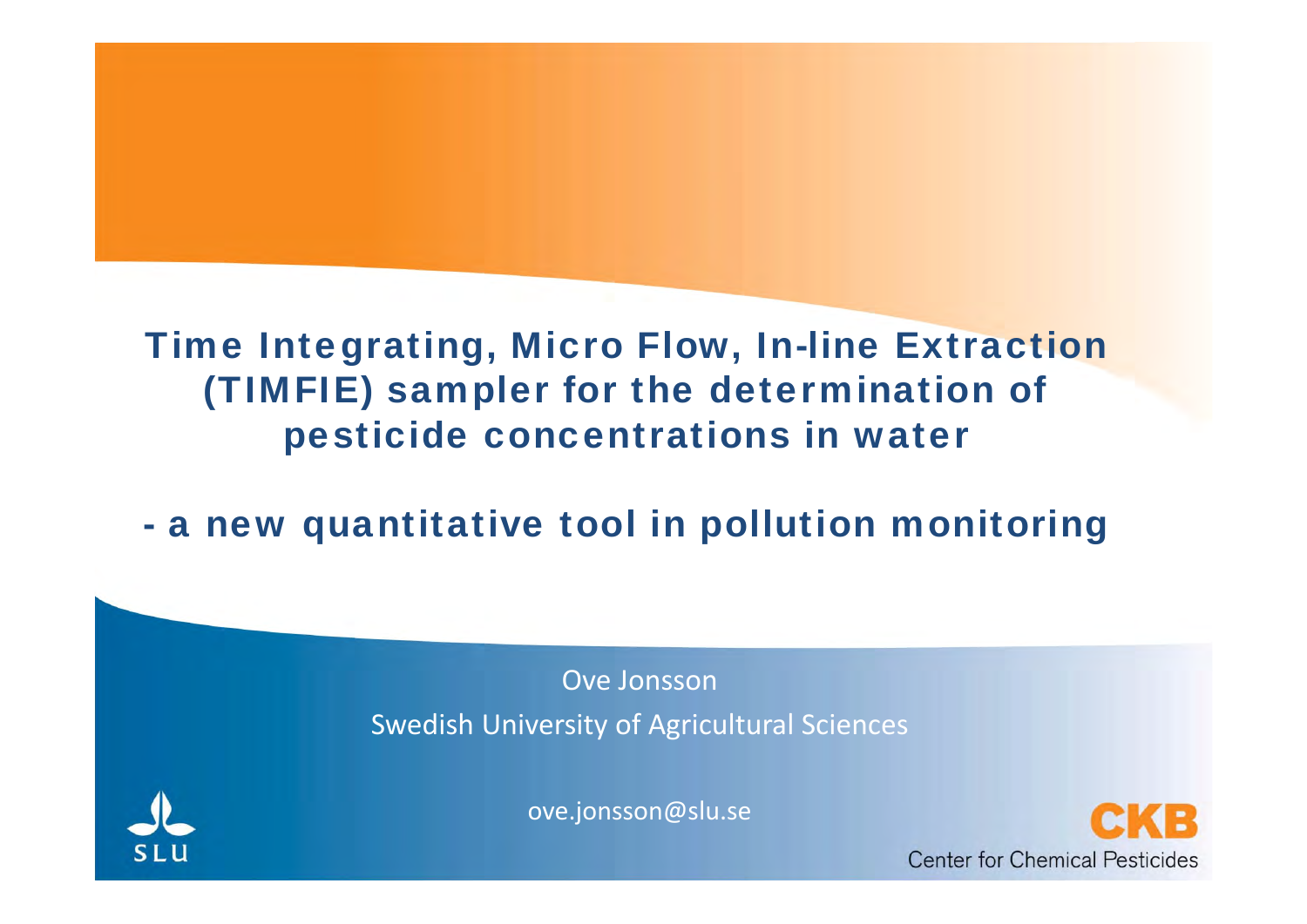# Time Integrating, Micro Flow, In-line Extraction (TIMFIE) sampler for the determination of pesticide concentrations in water

## - a new quantitative tool in pollution monitoring

Ove Jonsson

Swedish University of Agricultural Sciences

ove.jonsson@slu.se

SLU

CKB

Center for Chemical Pesticides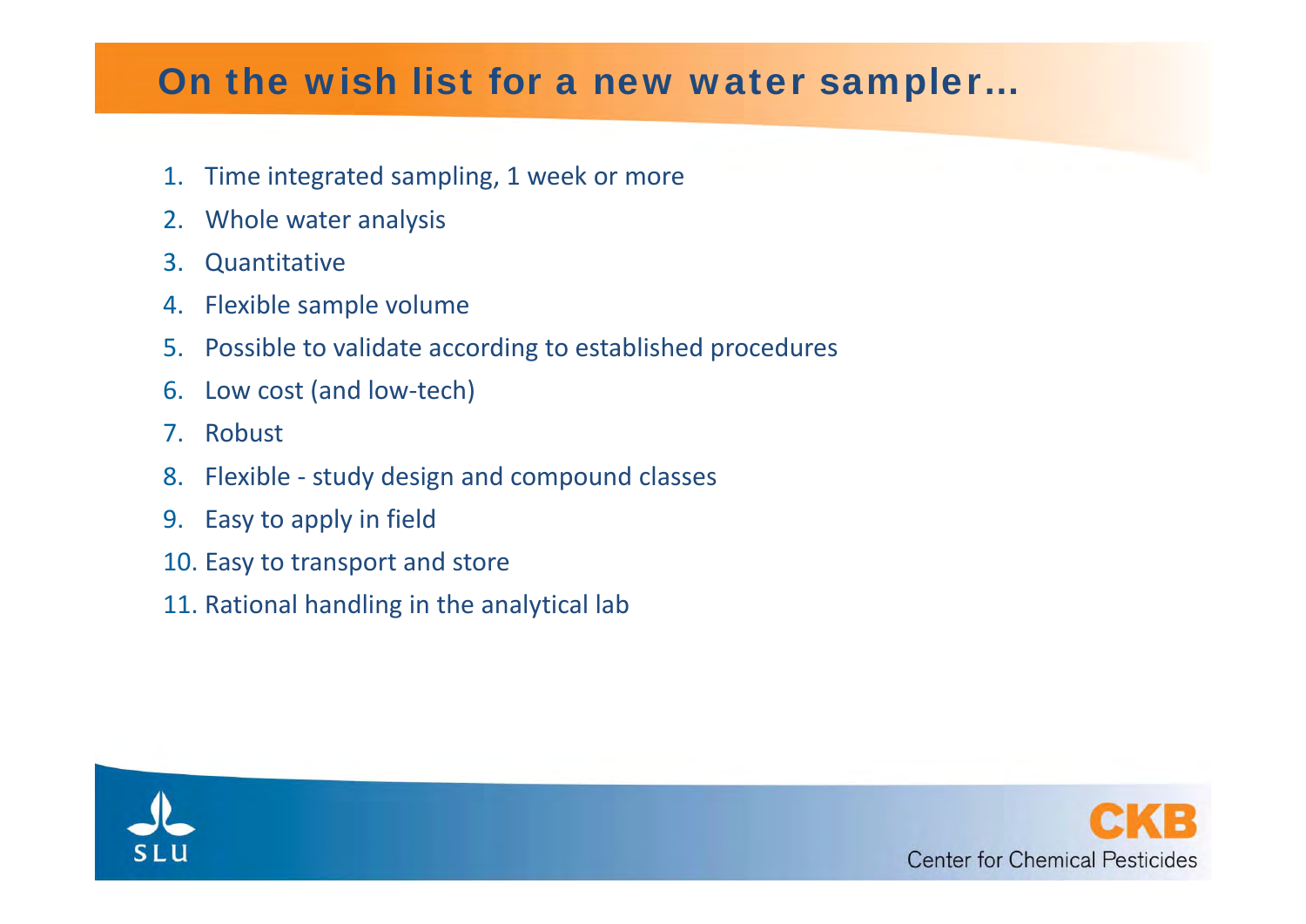# On the wish list for a new water sampler…

1. Time integrated sampling, 1 week or more
2. Whole water analysis
3. Quantitative
4. Flexible sample volume
5. Possible to validate according to established procedures
6. Low cost (and low-tech)
7. Robust
8. Flexible - study design and compound classes
9. Easy to apply in field
10. Easy to transport and store
11. Rational handling in the analytical lab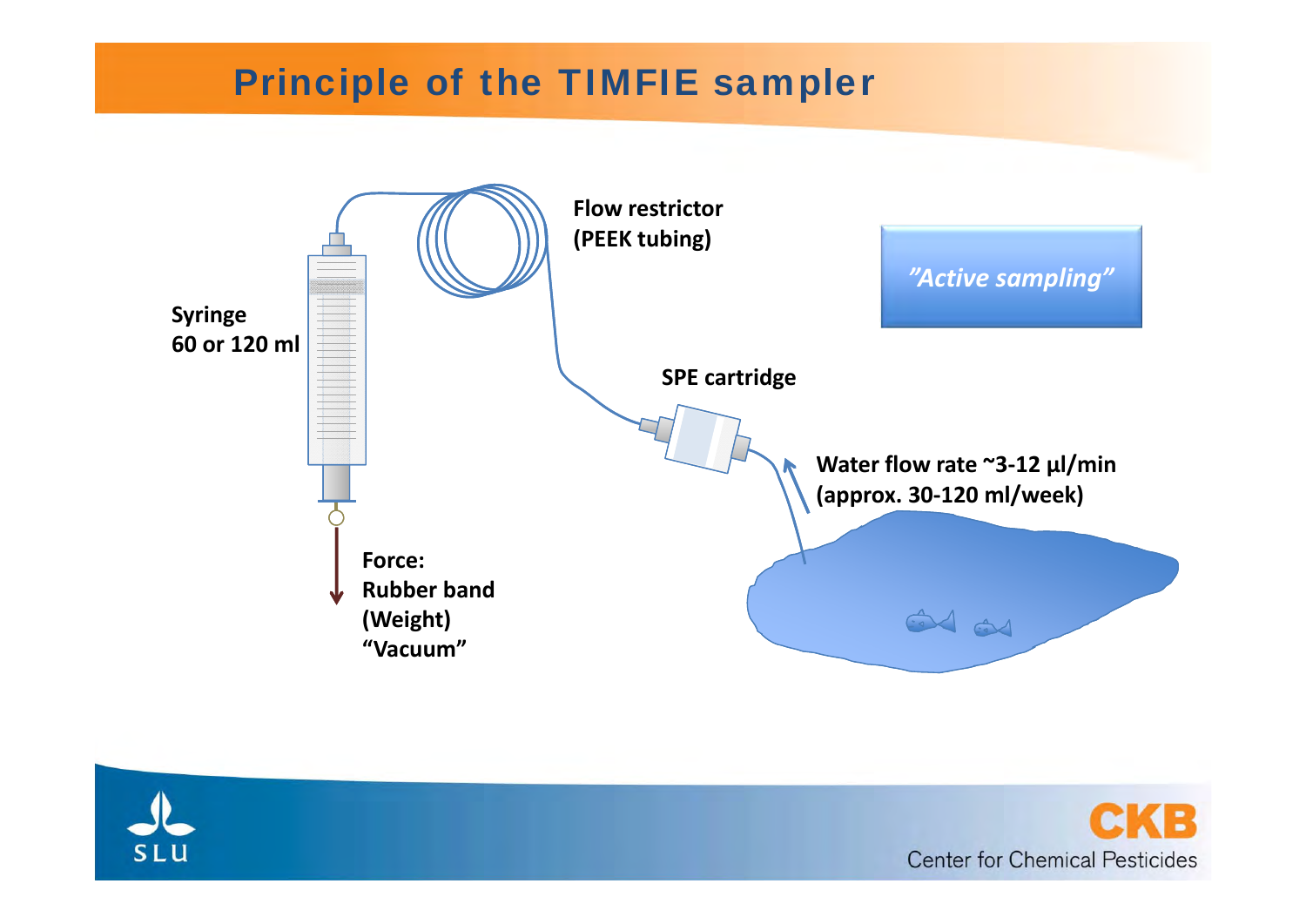# Principle of the TIMFIE sampler

Flow restrictor (PEEK tubing)

*"Active sampling"*

Syringe
60 or 120 ml

SPE cartridge

Water flow rate ~3-12 µl/min
(approx. 30-120 ml/week)

Force:
Rubber band
(Weight)
"Vacuum"

CKB
Center for Chemical Pesticides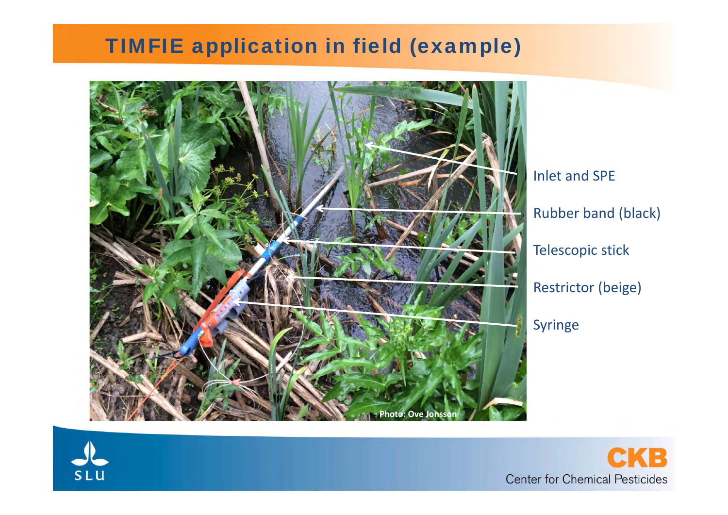# TIMFIE application in field (example)

Inlet and SPE

Rubber band (black)

Telescopic stick

Restrictor (beige)

Syringe

Photo: Ove Jonsson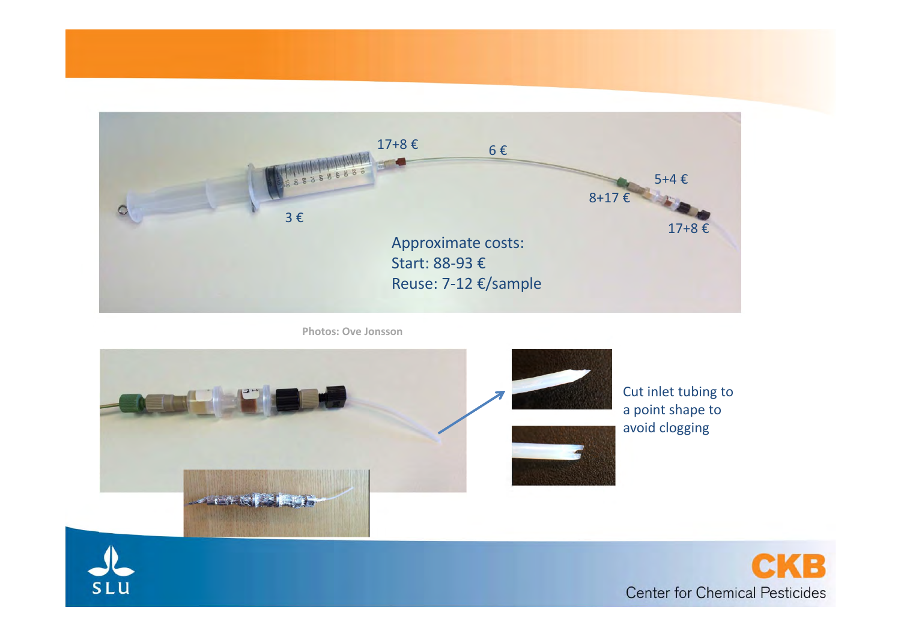17+8 €

6 €

5+4 €

8+17 €

17+8 €

3 €

Approximate costs:
Start: 88-93 €
Reuse: 7-12 €/sample

Photos: Ove Jonsson

Cut inlet tubing to a point shape to avoid clogging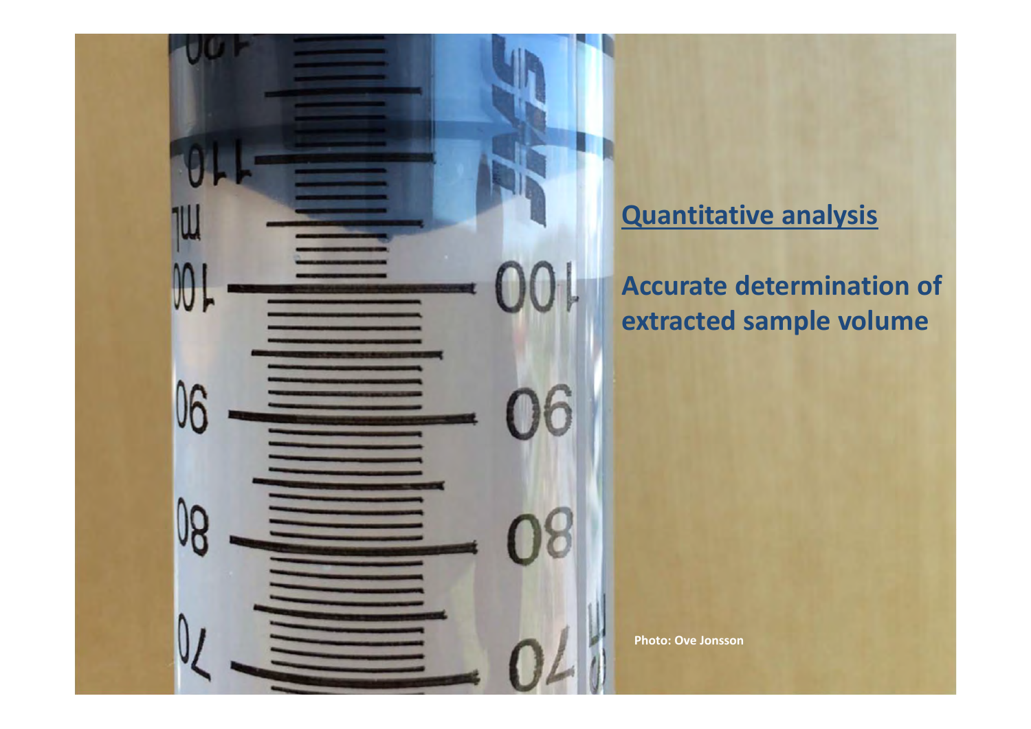## Quantitative analysis

**Accurate determination of extracted sample volume**

**Photo: Ove Jonsson**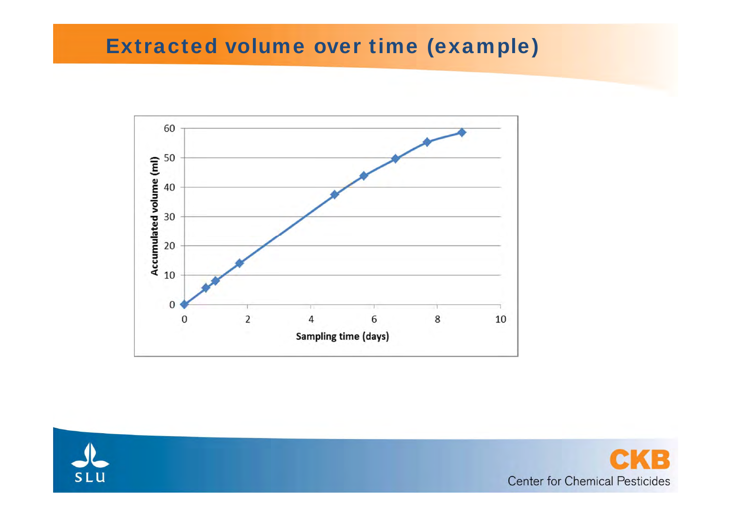# Extracted volume over time (example)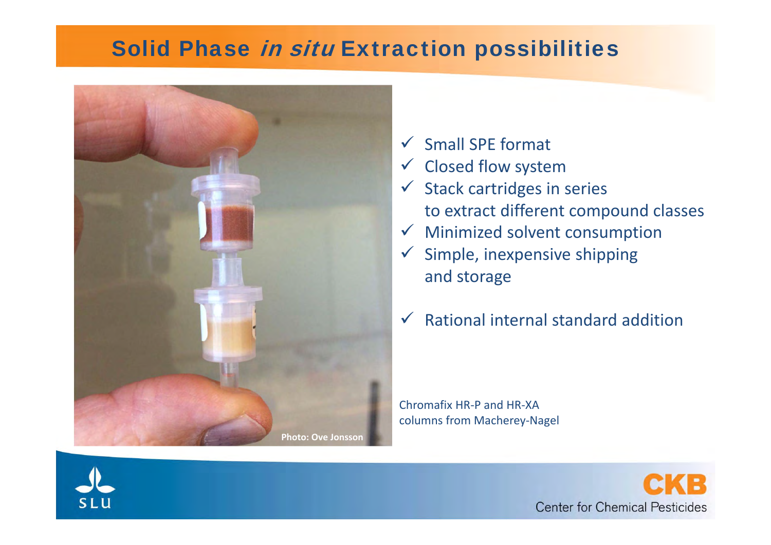# Solid Phase *in situ* Extraction possibilities

- ✓ Small SPE format
- ✓ Closed flow system
- ✓ Stack cartridges in series to extract different compound classes
- ✓ Minimized solvent consumption
- ✓ Simple, inexpensive shipping and storage
- ✓ Rational internal standard addition

Chromafix HR-P and HR-XA columns from Macherey-Nagel

**Photo: Ove Jonsson**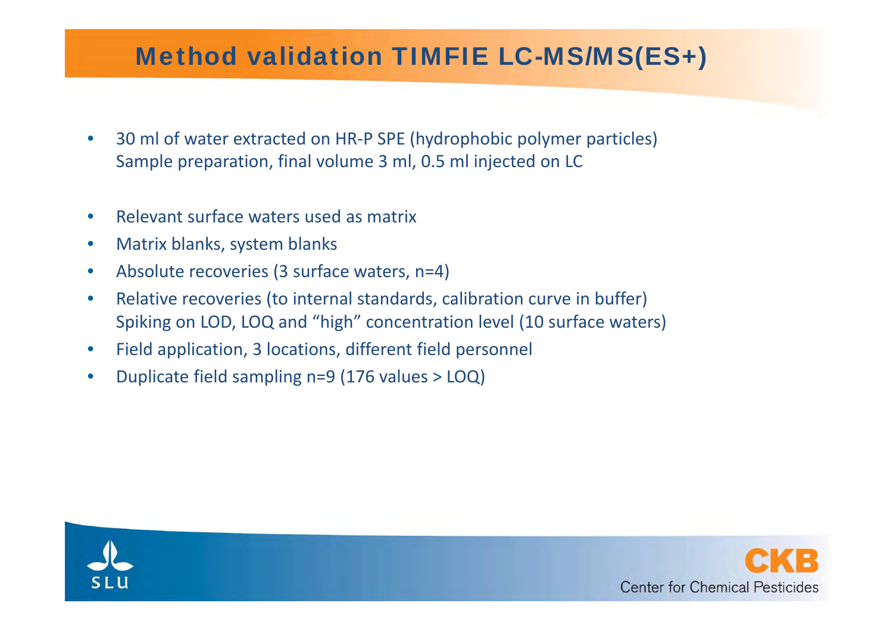# Method validation TIMFIE LC-MS/MS(ES+)

- 30 ml of water extracted on HR-P SPE (hydrophobic polymer particles)
  Sample preparation, final volume 3 ml, 0.5 ml injected on LC
- Relevant surface waters used as matrix
- Matrix blanks, system blanks
- Absolute recoveries (3 surface waters, n=4)
- Relative recoveries (to internal standards, calibration curve in buffer)
  Spiking on LOD, LOQ and "high" concentration level (10 surface waters)
- Field application, 3 locations, different field personnel
- Duplicate field sampling n=9 (176 values > LOQ)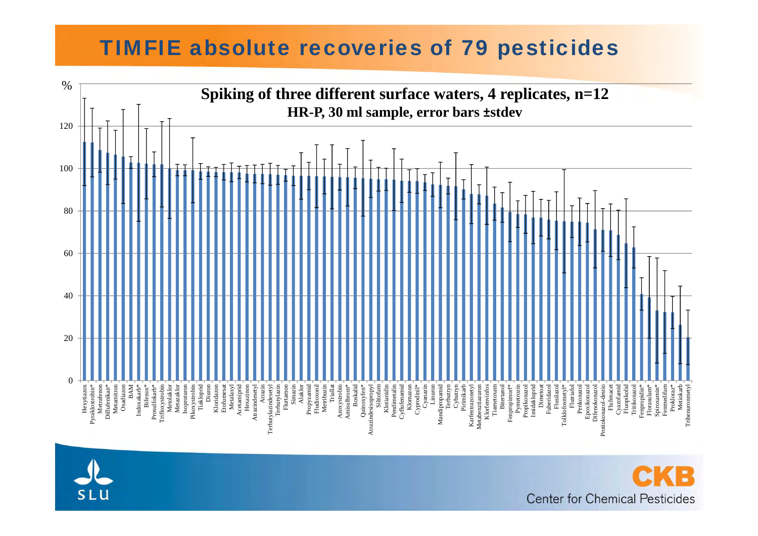# TIMFIE absolute recoveries of 79 pesticides

**Spiking of three different surface waters, 4 replicates, n=12**

**HR-P, 30 ml sample, error bars ±stdev**

%

120

100

80

60

40

20

0

Hexytiazox, Pyraklostrobin*, Metrafenon, Diflufenikan*, Metamitron, Oxadiazon, BAM, Indoxakarb*, Bifenox*, Prosulfokarb*, Trifloxystrobin, Metolaklor, Metazaklor, Isoproturon, Pikoxystrobin, Tiakloprid, Diuron, Kloridazon, Etofumesat, Metalaxyl, Acetamiprid, Hexazinon, Atrazindesetyl, Atrazin, Terbutylazindesetyl, Terbutylazin, Fluramon, Simazin, Alaklor, Propyzamid, Fludioxonil, Metribuzin, Triallat, Azoxystrobin, Amisulbrom*, Boskalid, Quinoxyfen*, Atrazindesisopropyl, Siltiofam, Klotianidin, Pendimetalin, Cyflufenamid, Klomazon, Cyprodinil*, Cyanazin, Linuron, Mandipropamid, Terbutryn, Cybutryn, Pirimikarb, Karfentrazonetyl, Metabenztiazuron, Klorfenvinfos, Tiametoxam, Bitertanol, Fenpropimorf*, Pymetrozin, Propikonazol, Imidakloprid, Dimetoat, Fuberidazol, Flusilazol, Tolklofosmetyl*, Flutriafol, Penkonazol, Epoxikonazol, Difenokonazol, Protiokonazol-destio, Flufenacet, Cyazofamid, Fluopikolid, Tritikonazol, Fenpropidin*, Florasulam*, Spiroxamin*, Fenmedifam, Prokloraz*, Metiokarb, Tribenuronmetyl

SLU

CKB
Center for Chemical Pesticides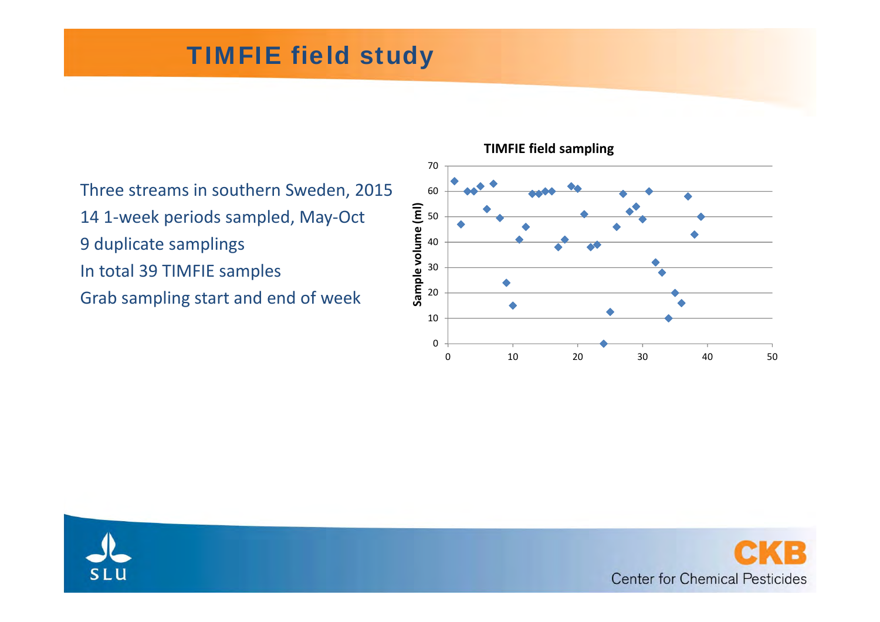# TIMFIE field study

Three streams in southern Sweden, 2015

14 1-week periods sampled, May-Oct

9 duplicate samplings

In total 39 TIMFIE samples

Grab sampling start and end of week

**TIMFIE field sampling**

Sample volume (ml)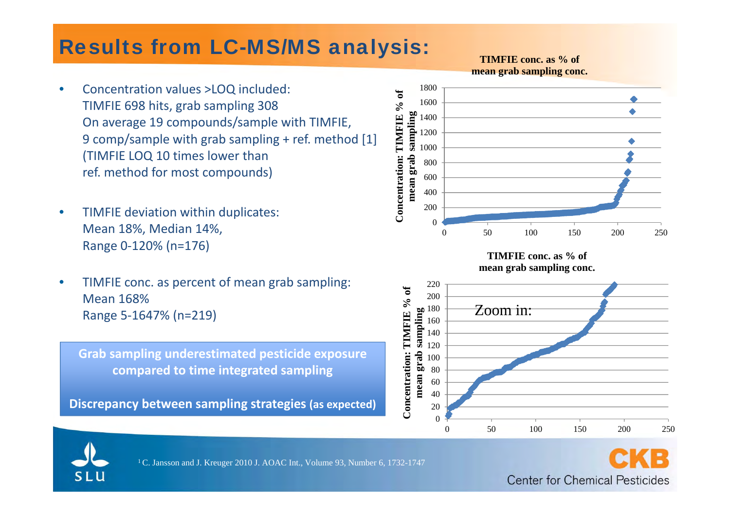# Results from LC-MS/MS analysis:

- Concentration values >LOQ included:
  TIMFIE 698 hits, grab sampling 308
  On average 19 compounds/sample with TIMFIE,
  9 comp/sample with grab sampling + ref. method [1]
  (TIMFIE LOQ 10 times lower than ref. method for most compounds)

- TIMFIE deviation within duplicates:
  Mean 18%, Median 14%,
  Range 0-120% (n=176)

- TIMFIE conc. as percent of mean grab sampling:
  Mean 168%
  Range 5-1647% (n=219)

**Grab sampling underestimated pesticide exposure compared to time integrated sampling**

**Discrepancy between sampling strategies (as expected)**

**TIMFIE conc. as % of mean grab sampling conc.**

**TIMFIE conc. as % of mean grab sampling conc.** (Zoom in)

[1] C. Jansson and J. Kreuger 2010 J. AOAC Int., Volume 93, Number 6, 1732-1747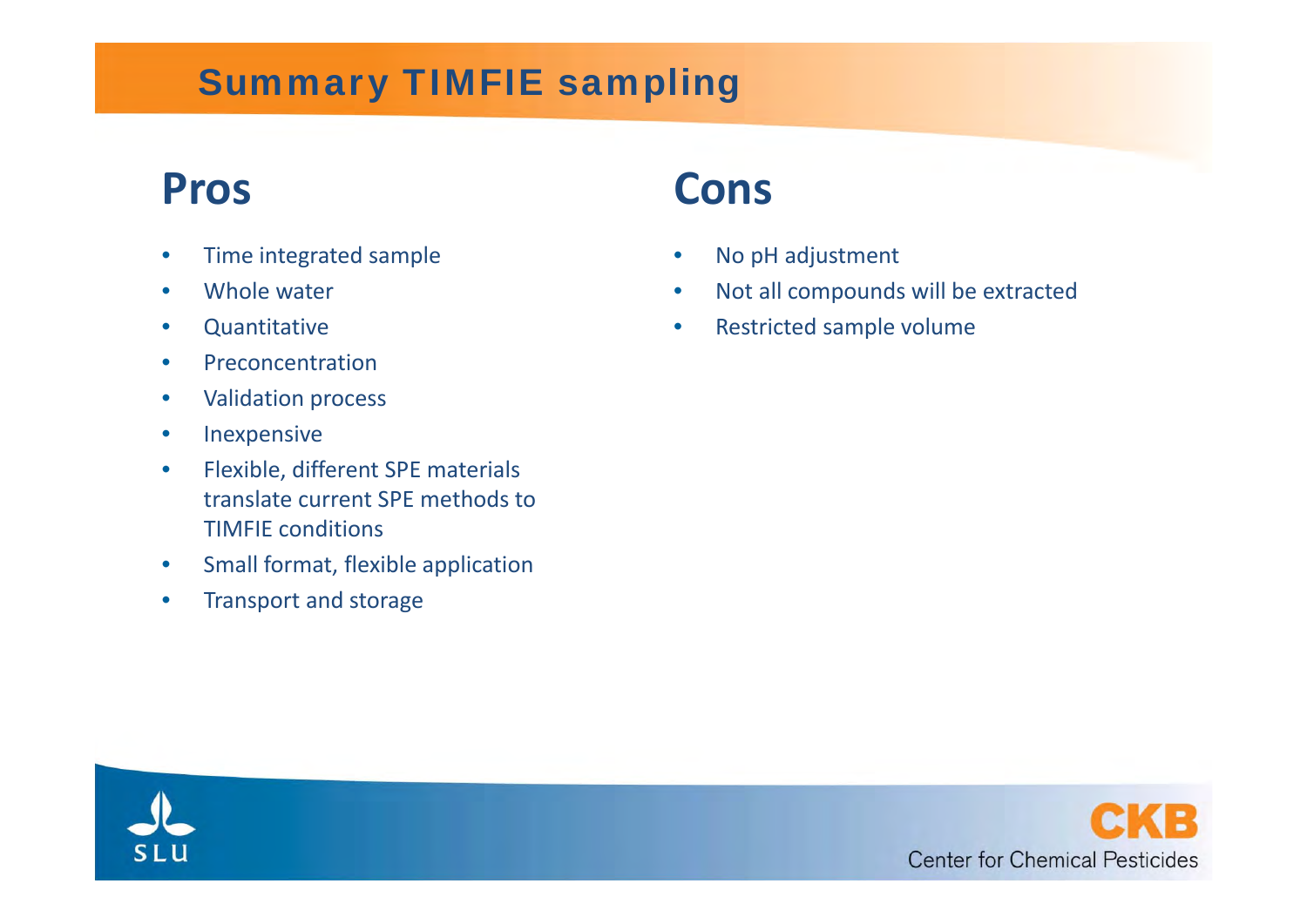# Summary TIMFIE sampling

## Pros

- Time integrated sample
- Whole water
- Quantitative
- Preconcentration
- Validation process
- Inexpensive
- Flexible, different SPE materials translate current SPE methods to TIMFIE conditions
- Small format, flexible application
- Transport and storage

## Cons

- No pH adjustment
- Not all compounds will be extracted
- Restricted sample volume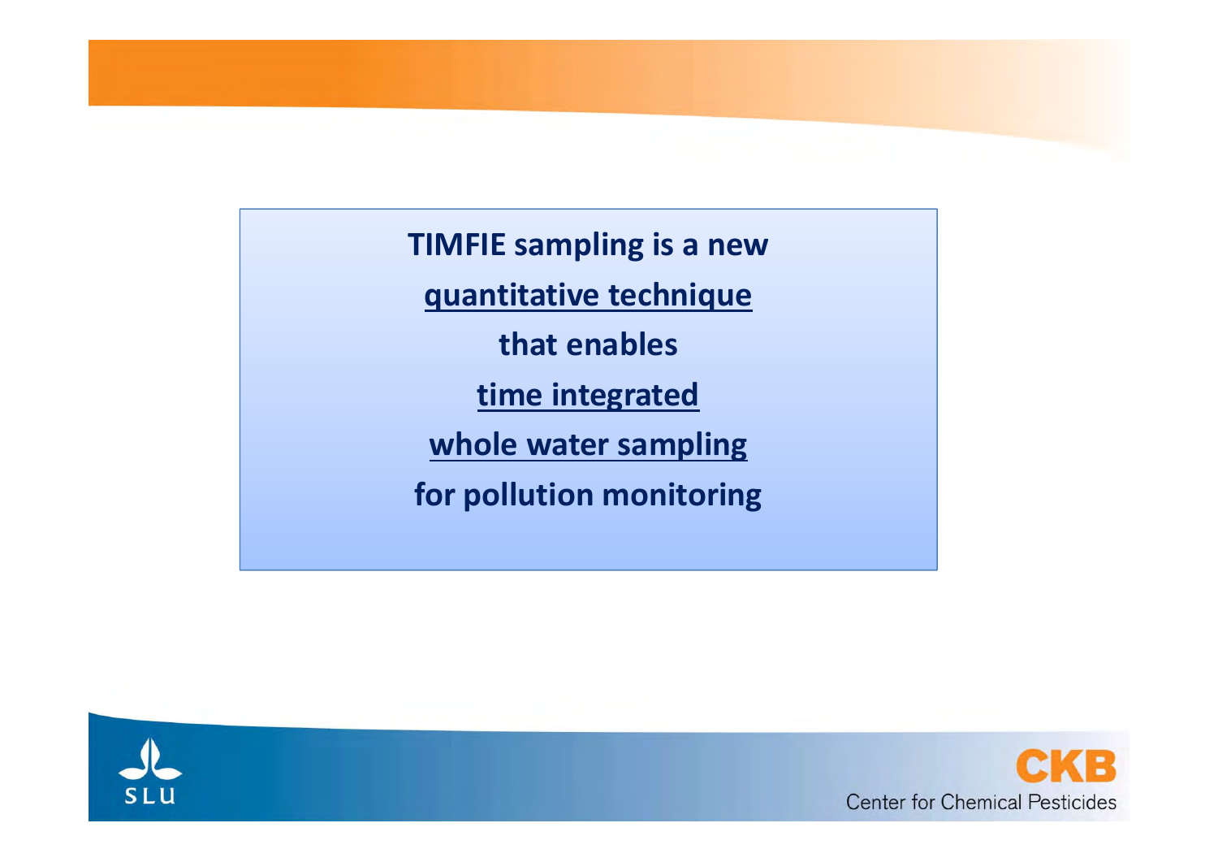**TIMFIE sampling is a new**

**<u>quantitative technique</u>**

**that enables**

**<u>time integrated</u>**

**<u>whole water sampling</u>**

**for pollution monitoring**

SLU

CKB
Center for Chemical Pesticides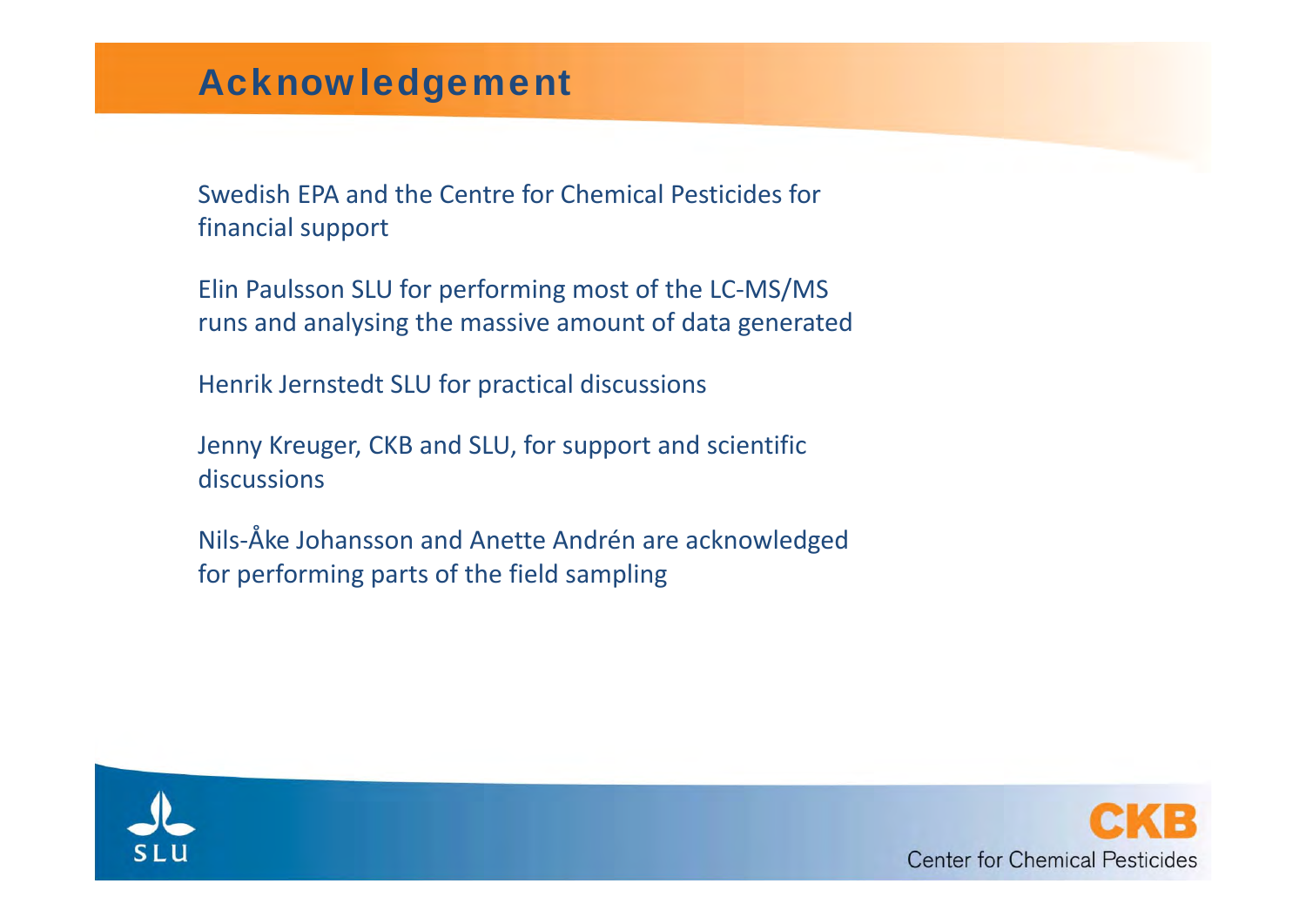# Acknowledgement

Swedish EPA and the Centre for Chemical Pesticides for financial support

Elin Paulsson SLU for performing most of the LC-MS/MS runs and analysing the massive amount of data generated

Henrik Jernstedt SLU for practical discussions

Jenny Kreuger, CKB and SLU, for support and scientific discussions

Nils-Åke Johansson and Anette Andrén are acknowledged for performing parts of the field sampling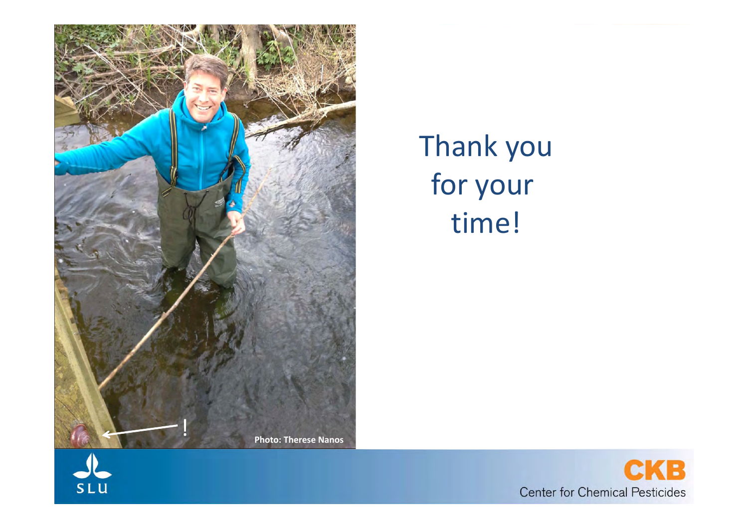Photo: Therese Nanos

# Thank you for your time!

CKB

Center for Chemical Pesticides